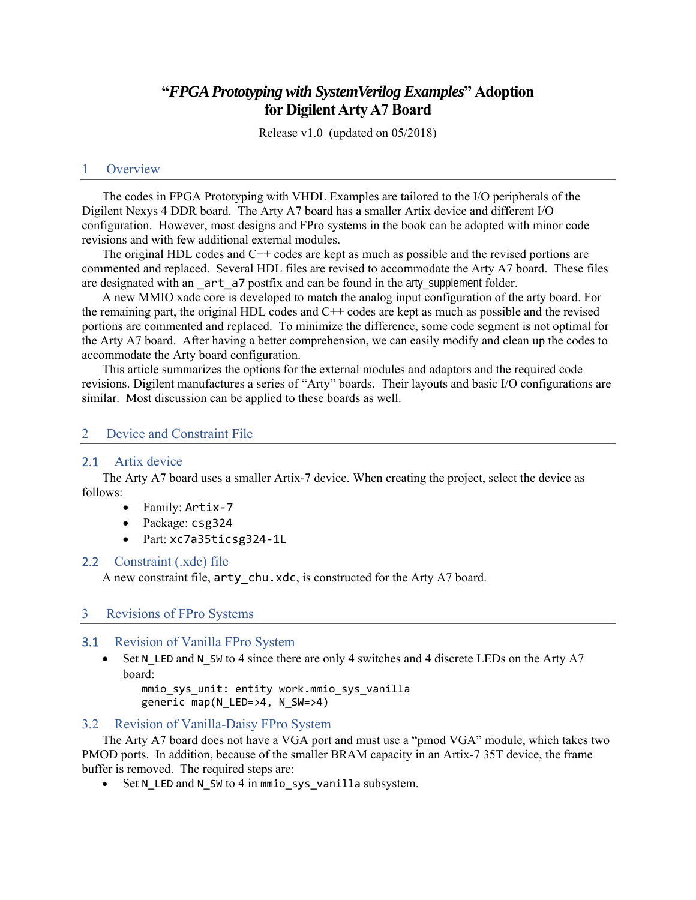# "*FPGA Prototyping with SystemVerilog Examples*" Adoption for Digilent Arty A7 Board

Release v1.0 (updated on 05/2018)

## 1 Overview

The codes in FPGA Prototyping with VHDL Examples are tailored to the I/O peripherals of the Digilent Nexys 4 DDR board. The Arty A7 board has a smaller Artix device and different I/O configuration. However, most designs and FPro systems in the book can be adopted with minor code revisions and with few additional external modules.

The original HDL codes and C++ codes are kept as much as possible and the revised portions are commented and replaced. Several HDL files are revised to accommodate the Arty A7 board. These files are designated with an `_art_a7` postfix and can be found in the `arty_supplement` folder.

A new MMIO xadc core is developed to match the analog input configuration of the arty board. For the remaining part, the original HDL codes and C++ codes are kept as much as possible and the revised portions are commented and replaced. To minimize the difference, some code segment is not optimal for the Arty A7 board. After having a better comprehension, we can easily modify and clean up the codes to accommodate the Arty board configuration.

This article summarizes the options for the external modules and adaptors and the required code revisions. Digilent manufactures a series of "Arty" boards. Their layouts and basic I/O configurations are similar. Most discussion can be applied to these boards as well.

## 2 Device and Constraint File

### 2.1 Artix device

The Arty A7 board uses a smaller Artix-7 device. When creating the project, select the device as follows:

- Family: `Artix-7`
- Package: `csg324`
- Part: `xc7a35ticsg324-1L`

### 2.2 Constraint (.xdc) file

A new constraint file, `arty_chu.xdc`, is constructed for the Arty A7 board.

## 3 Revisions of FPro Systems

### 3.1 Revision of Vanilla FPro System

- Set `N_LED` and `N_SW` to 4 since there are only 4 switches and 4 discrete LEDs on the Arty A7 board:

```
mmio_sys_unit: entity work.mmio_sys_vanilla
generic map(N_LED=>4, N_SW=>4)
```

### 3.2 Revision of Vanilla-Daisy FPro System

The Arty A7 board does not have a VGA port and must use a "pmod VGA" module, which takes two PMOD ports. In addition, because of the smaller BRAM capacity in an Artix-7 35T device, the frame buffer is removed. The required steps are:

- Set `N_LED` and `N_SW` to 4 in `mmio_sys_vanilla` subsystem.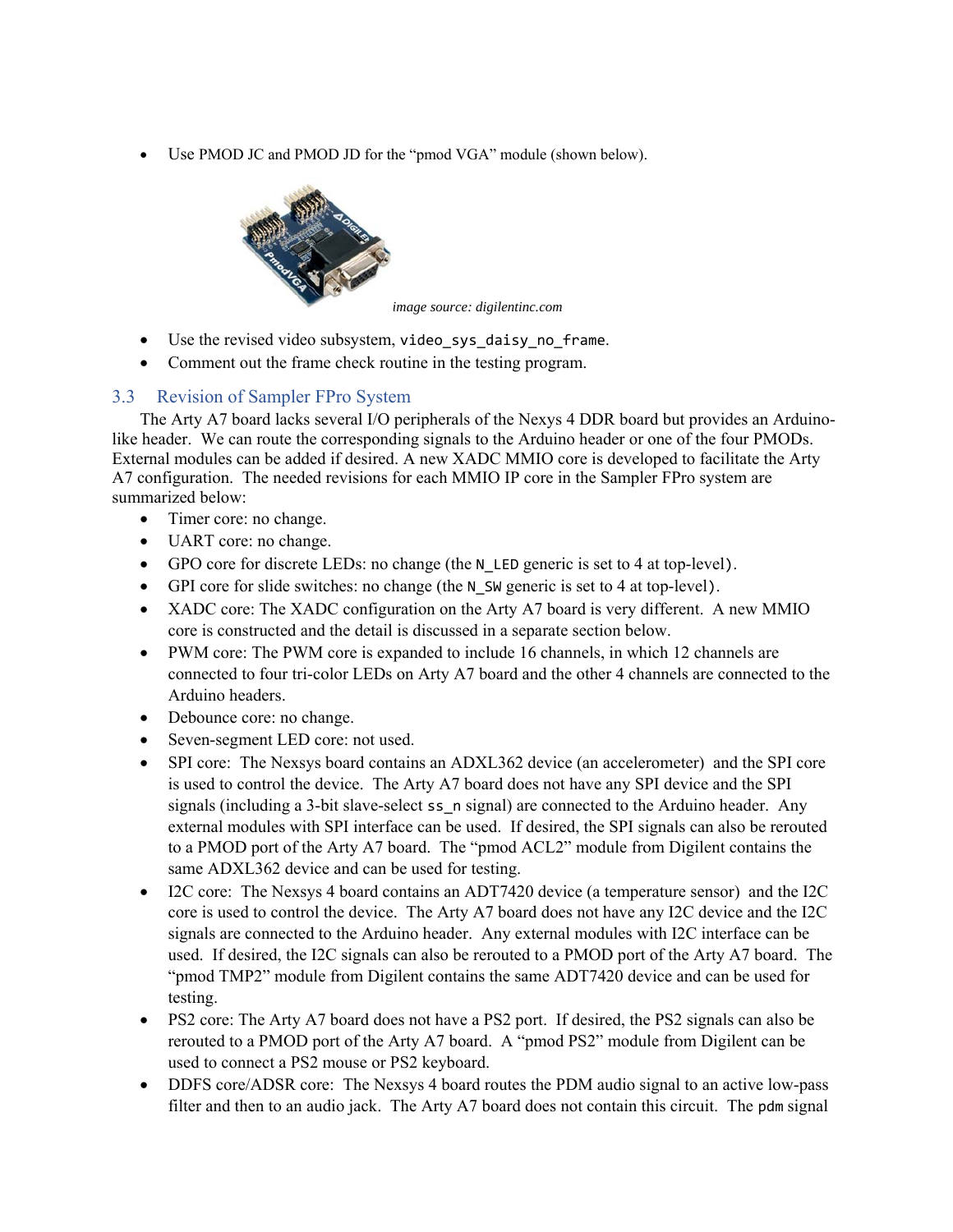- Use PMOD JC and PMOD JD for the "pmod VGA" module (shown below).

*image source: digilentinc.com*

- Use the revised video subsystem, `video_sys_daisy_no_frame`.
- Comment out the frame check routine in the testing program.

### 3.3 Revision of Sampler FPro System

The Arty A7 board lacks several I/O peripherals of the Nexys 4 DDR board but provides an Arduino-like header. We can route the corresponding signals to the Arduino header or one of the four PMODs. External modules can be added if desired. A new XADC MMIO core is developed to facilitate the Arty A7 configuration. The needed revisions for each MMIO IP core in the Sampler FPro system are summarized below:

- Timer core: no change.
- UART core: no change.
- GPO core for discrete LEDs: no change (the `N_LED` generic is set to 4 at top-level).
- GPI core for slide switches: no change (the `N_SW` generic is set to 4 at top-level).
- XADC core: The XADC configuration on the Arty A7 board is very different. A new MMIO core is constructed and the detail is discussed in a separate section below.
- PWM core: The PWM core is expanded to include 16 channels, in which 12 channels are connected to four tri-color LEDs on Arty A7 board and the other 4 channels are connected to the Arduino headers.
- Debounce core: no change.
- Seven-segment LED core: not used.
- SPI core: The Nexsys board contains an ADXL362 device (an accelerometer) and the SPI core is used to control the device. The Arty A7 board does not have any SPI device and the SPI signals (including a 3-bit slave-select `ss_n` signal) are connected to the Arduino header. Any external modules with SPI interface can be used. If desired, the SPI signals can also be rerouted to a PMOD port of the Arty A7 board. The "pmod ACL2" module from Digilent contains the same ADXL362 device and can be used for testing.
- I2C core: The Nexsys 4 board contains an ADT7420 device (a temperature sensor) and the I2C core is used to control the device. The Arty A7 board does not have any I2C device and the I2C signals are connected to the Arduino header. Any external modules with I2C interface can be used. If desired, the I2C signals can also be rerouted to a PMOD port of the Arty A7 board. The "pmod TMP2" module from Digilent contains the same ADT7420 device and can be used for testing.
- PS2 core: The Arty A7 board does not have a PS2 port. If desired, the PS2 signals can also be rerouted to a PMOD port of the Arty A7 board. A "pmod PS2" module from Digilent can be used to connect a PS2 mouse or PS2 keyboard.
- DDFS core/ADSR core: The Nexsys 4 board routes the PDM audio signal to an active low-pass filter and then to an audio jack. The Arty A7 board does not contain this circuit. The `pdm` signal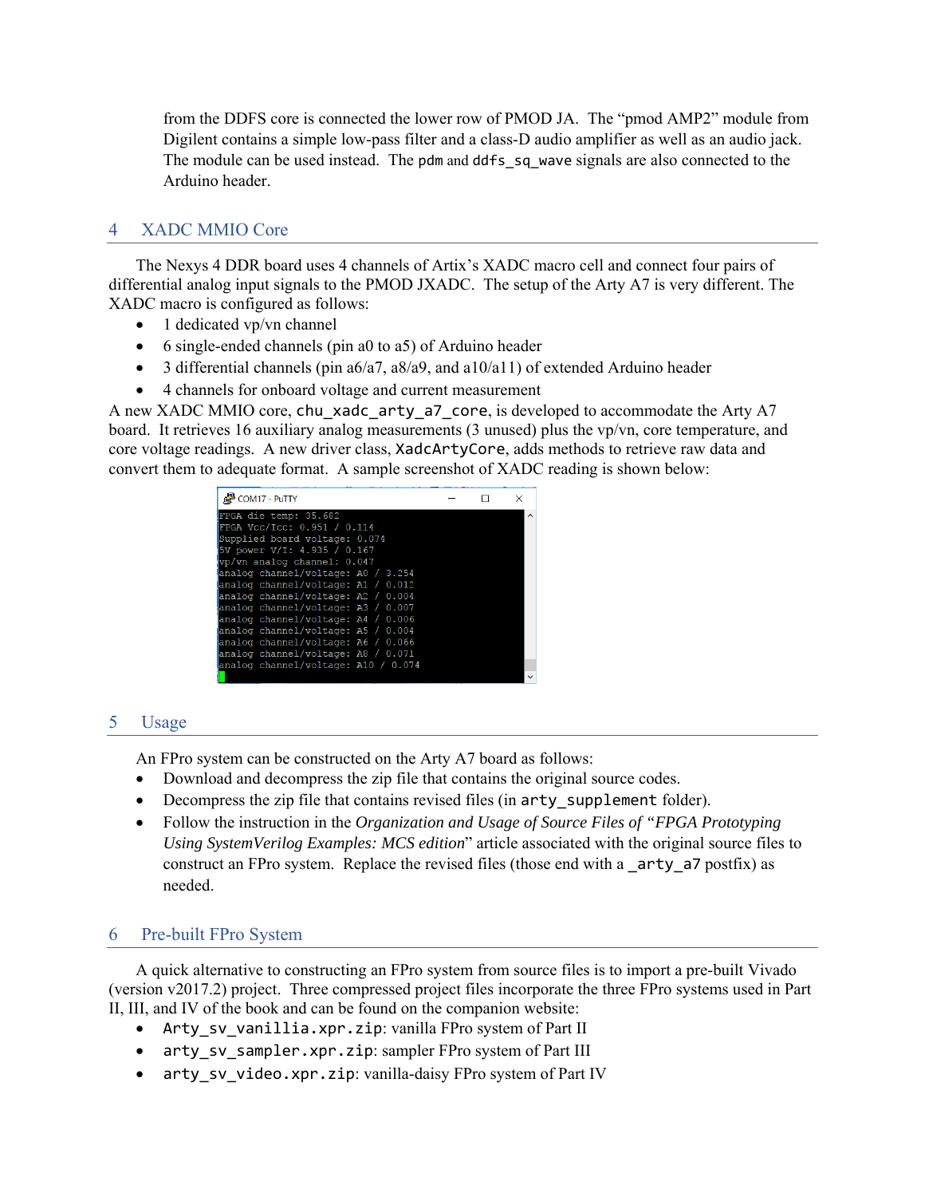from the DDFS core is connected the lower row of PMOD JA. The "pmod AMP2" module from Digilent contains a simple low-pass filter and a class-D audio amplifier as well as an audio jack. The module can be used instead. The `pdm` and `ddfs_sq_wave` signals are also connected to the Arduino header.

## 4 XADC MMIO Core

The Nexys 4 DDR board uses 4 channels of Artix's XADC macro cell and connect four pairs of differential analog input signals to the PMOD JXADC. The setup of the Arty A7 is very different. The XADC macro is configured as follows:

- 1 dedicated vp/vn channel
- 6 single-ended channels (pin a0 to a5) of Arduino header
- 3 differential channels (pin a6/a7, a8/a9, and a10/a11) of extended Arduino header
- 4 channels for onboard voltage and current measurement

A new XADC MMIO core, `chu_xadc_arty_a7_core`, is developed to accommodate the Arty A7 board. It retrieves 16 auxiliary analog measurements (3 unused) plus the vp/vn, core temperature, and core voltage readings. A new driver class, `XadcArtyCore`, adds methods to retrieve raw data and convert them to adequate format. A sample screenshot of XADC reading is shown below:

```
FPGA die temp: 35.682
FPGA Vcc/Icc: 0.951 / 0.114
Supplied board voltage: 0.074
5V power V/I: 4.935 / 0.167
vp/vn analog channel: 0.047
analog channel/voltage: A0 / 3.254
analog channel/voltage: A1 / 0.012
analog channel/voltage: A2 / 0.004
analog channel/voltage: A3 / 0.007
analog channel/voltage: A4 / 0.006
analog channel/voltage: A5 / 0.004
analog channel/voltage: A6 / 0.066
analog channel/voltage: A8 / 0.071
analog channel/voltage: A10 / 0.074
```

## 5 Usage

An FPro system can be constructed on the Arty A7 board as follows:

- Download and decompress the zip file that contains the original source codes.
- Decompress the zip file that contains revised files (in `arty_supplement` folder).
- Follow the instruction in the *Organization and Usage of Source Files of "FPGA Prototyping Using SystemVerilog Examples: MCS edition*" article associated with the original source files to construct an FPro system. Replace the revised files (those end with a `_arty_a7` postfix) as needed.

## 6 Pre-built FPro System

A quick alternative to constructing an FPro system from source files is to import a pre-built Vivado (version v2017.2) project. Three compressed project files incorporate the three FPro systems used in Part II, III, and IV of the book and can be found on the companion website:

- `Arty_sv_vanillia.xpr.zip`: vanilla FPro system of Part II
- `arty_sv_sampler.xpr.zip`: sampler FPro system of Part III
- `arty_sv_video.xpr.zip`: vanilla-daisy FPro system of Part IV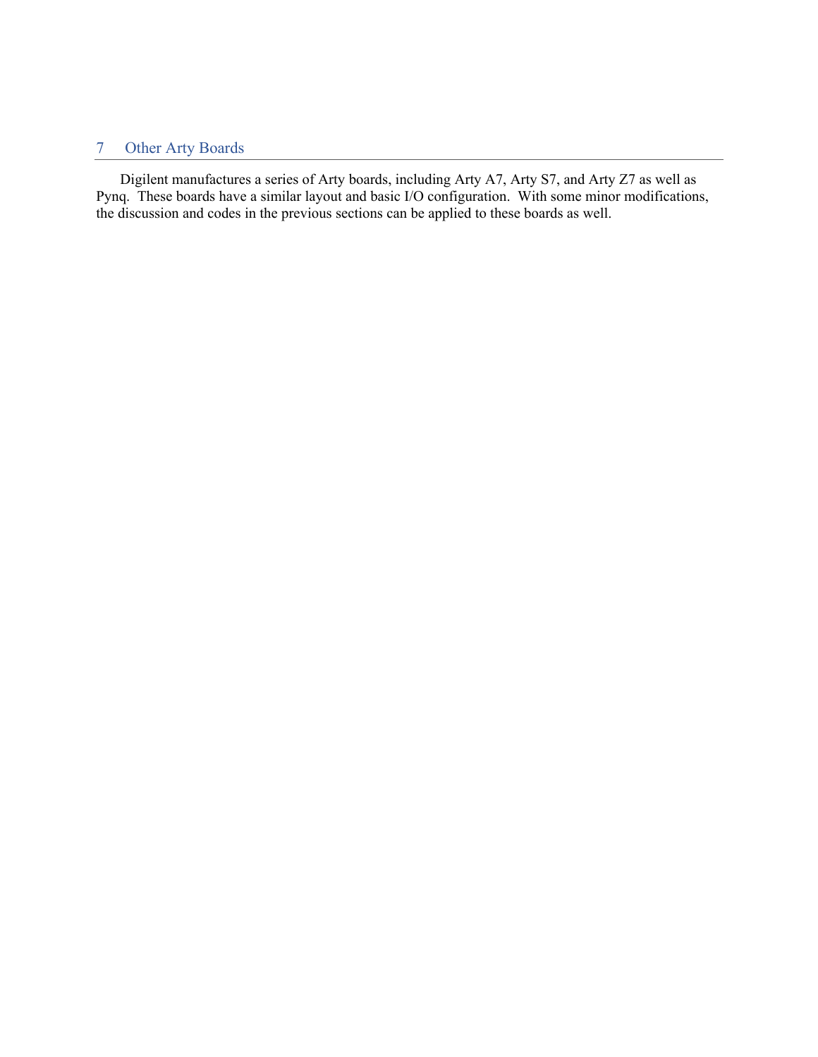## 7 Other Arty Boards

Digilent manufactures a series of Arty boards, including Arty A7, Arty S7, and Arty Z7 as well as Pynq. These boards have a similar layout and basic I/O configuration. With some minor modifications, the discussion and codes in the previous sections can be applied to these boards as well.